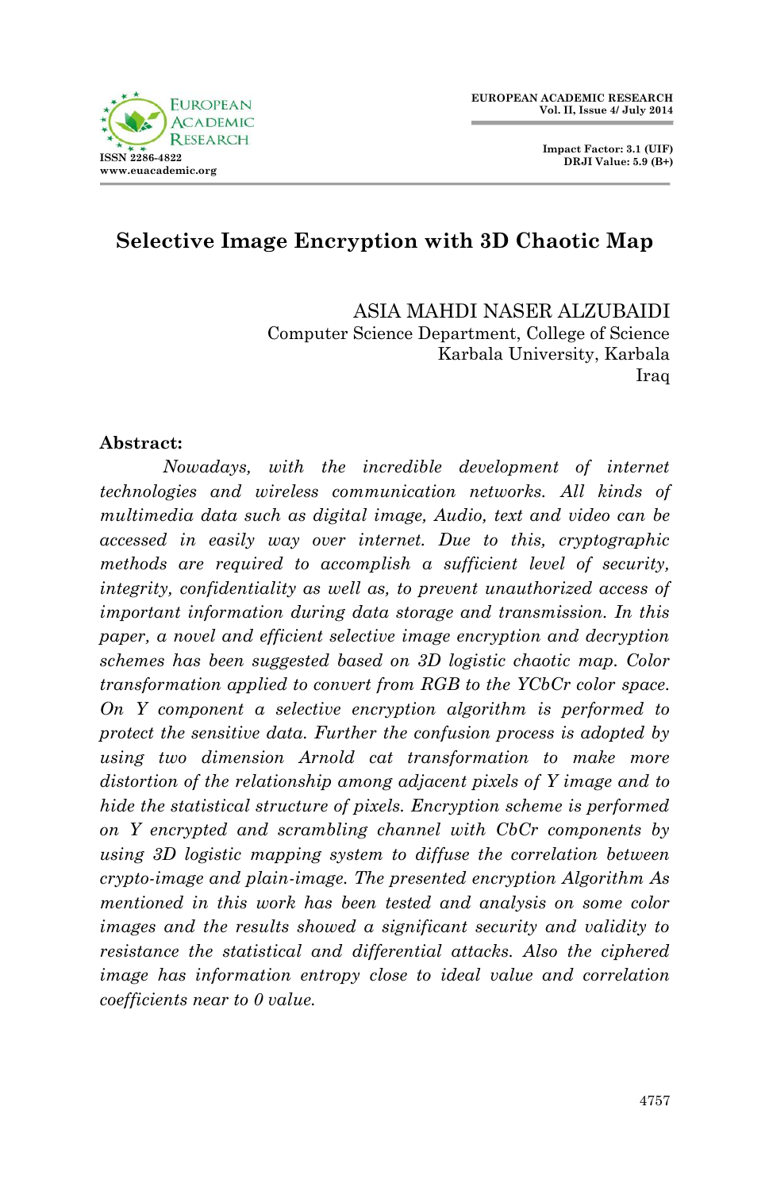# Selective Image Encryption with 3D Chaotic Map

ASIA MAHDI NASER ALZUBAIDI
Computer Science Department, College of Science
Karbala University, Karbala
Iraq

**Abstract:**

*Nowadays, with the incredible development of internet technologies and wireless communication networks. All kinds of multimedia data such as digital image, Audio, text and video can be accessed in easily way over internet. Due to this, cryptographic methods are required to accomplish a sufficient level of security, integrity, confidentiality as well as, to prevent unauthorized access of important information during data storage and transmission. In this paper, a novel and efficient selective image encryption and decryption schemes has been suggested based on 3D logistic chaotic map. Color transformation applied to convert from RGB to the YCbCr color space. On Y component a selective encryption algorithm is performed to protect the sensitive data. Further the confusion process is adopted by using two dimension Arnold cat transformation to make more distortion of the relationship among adjacent pixels of Y image and to hide the statistical structure of pixels. Encryption scheme is performed on Y encrypted and scrambling channel with CbCr components by using 3D logistic mapping system to diffuse the correlation between crypto-image and plain-image. The presented encryption Algorithm As mentioned in this work has been tested and analysis on some color images and the results showed a significant security and validity to resistance the statistical and differential attacks. Also the ciphered image has information entropy close to ideal value and correlation coefficients near to 0 value.*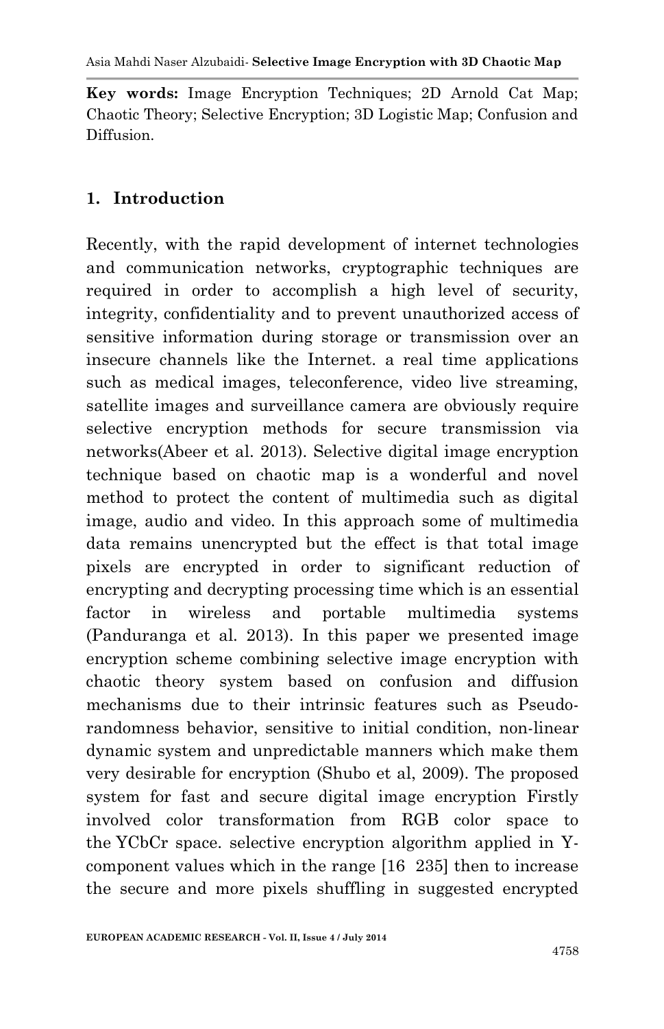**Key words:** Image Encryption Techniques; 2D Arnold Cat Map; Chaotic Theory; Selective Encryption; 3D Logistic Map; Confusion and Diffusion.

## 1. Introduction

Recently, with the rapid development of internet technologies and communication networks, cryptographic techniques are required in order to accomplish a high level of security, integrity, confidentiality and to prevent unauthorized access of sensitive information during storage or transmission over an insecure channels like the Internet. a real time applications such as medical images, teleconference, video live streaming, satellite images and surveillance camera are obviously require selective encryption methods for secure transmission via networks(Abeer et al. 2013). Selective digital image encryption technique based on chaotic map is a wonderful and novel method to protect the content of multimedia such as digital image, audio and video. In this approach some of multimedia data remains unencrypted but the effect is that total image pixels are encrypted in order to significant reduction of encrypting and decrypting processing time which is an essential factor in wireless and portable multimedia systems (Panduranga et al. 2013). In this paper we presented image encryption scheme combining selective image encryption with chaotic theory system based on confusion and diffusion mechanisms due to their intrinsic features such as Pseudo-randomness behavior, sensitive to initial condition, non-linear dynamic system and unpredictable manners which make them very desirable for encryption (Shubo et al, 2009). The proposed system for fast and secure digital image encryption Firstly involved color transformation from RGB color space to the YCbCr space. selective encryption algorithm applied in Y-component values which in the range [16 235] then to increase the secure and more pixels shuffling in suggested encrypted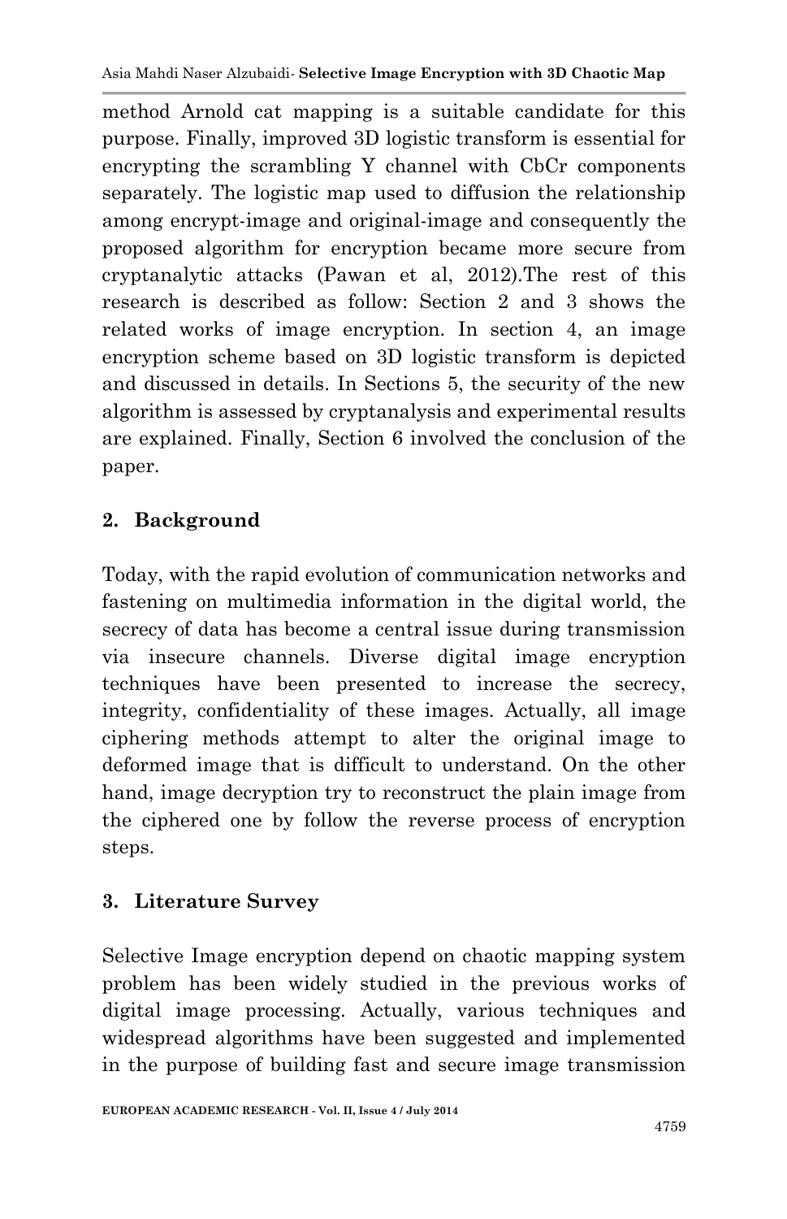method Arnold cat mapping is a suitable candidate for this purpose. Finally, improved 3D logistic transform is essential for encrypting the scrambling Y channel with CbCr components separately. The logistic map used to diffusion the relationship among encrypt-image and original-image and consequently the proposed algorithm for encryption became more secure from cryptanalytic attacks (Pawan et al, 2012).The rest of this research is described as follow: Section 2 and 3 shows the related works of image encryption. In section 4, an image encryption scheme based on 3D logistic transform is depicted and discussed in details. In Sections 5, the security of the new algorithm is assessed by cryptanalysis and experimental results are explained. Finally, Section 6 involved the conclusion of the paper.

## 2. Background

Today, with the rapid evolution of communication networks and fastening on multimedia information in the digital world, the secrecy of data has become a central issue during transmission via insecure channels. Diverse digital image encryption techniques have been presented to increase the secrecy, integrity, confidentiality of these images. Actually, all image ciphering methods attempt to alter the original image to deformed image that is difficult to understand. On the other hand, image decryption try to reconstruct the plain image from the ciphered one by follow the reverse process of encryption steps.

## 3. Literature Survey

Selective Image encryption depend on chaotic mapping system problem has been widely studied in the previous works of digital image processing. Actually, various techniques and widespread algorithms have been suggested and implemented in the purpose of building fast and secure image transmission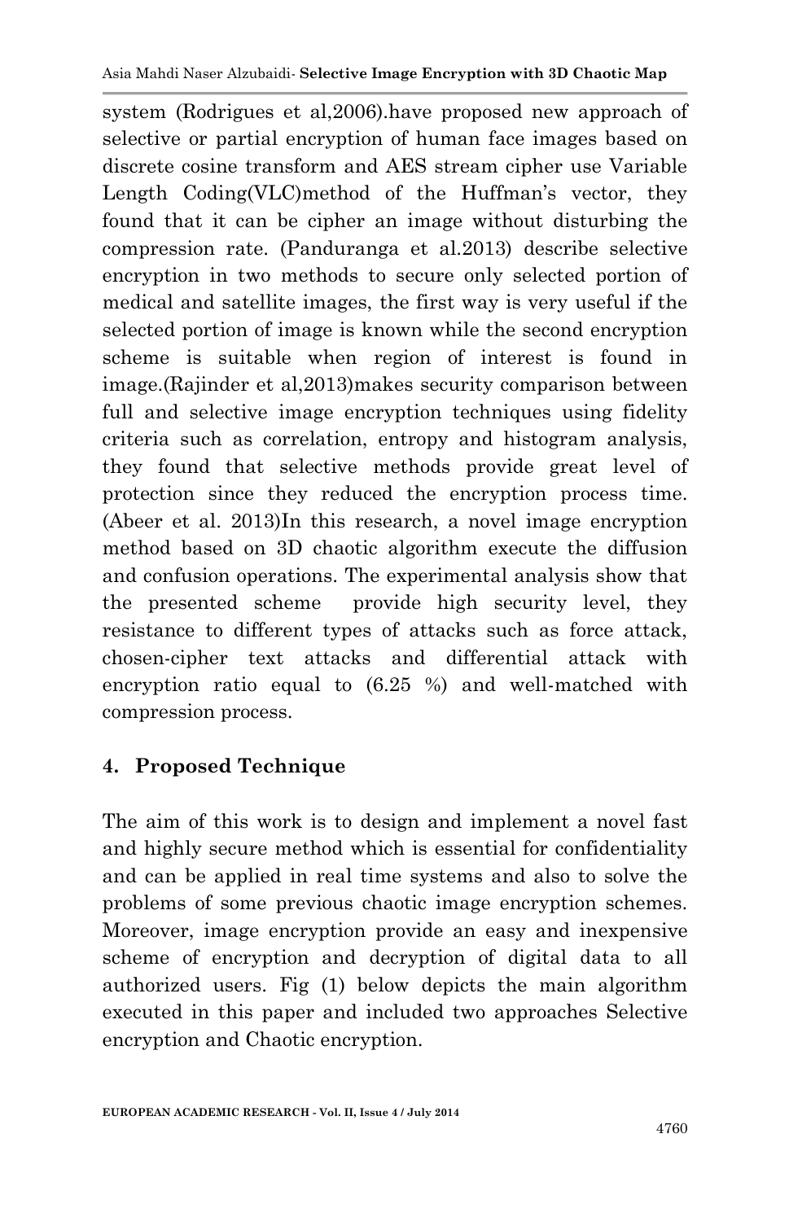system (Rodrigues et al,2006).have proposed new approach of selective or partial encryption of human face images based on discrete cosine transform and AES stream cipher use Variable Length Coding(VLC)method of the Huffman's vector, they found that it can be cipher an image without disturbing the compression rate. (Panduranga et al.2013) describe selective encryption in two methods to secure only selected portion of medical and satellite images, the first way is very useful if the selected portion of image is known while the second encryption scheme is suitable when region of interest is found in image.(Rajinder et al,2013)makes security comparison between full and selective image encryption techniques using fidelity criteria such as correlation, entropy and histogram analysis, they found that selective methods provide great level of protection since they reduced the encryption process time. (Abeer et al. 2013)In this research, a novel image encryption method based on 3D chaotic algorithm execute the diffusion and confusion operations. The experimental analysis show that the presented scheme provide high security level, they resistance to different types of attacks such as force attack, chosen-cipher text attacks and differential attack with encryption ratio equal to (6.25 %) and well-matched with compression process.

## 4. Proposed Technique

The aim of this work is to design and implement a novel fast and highly secure method which is essential for confidentiality and can be applied in real time systems and also to solve the problems of some previous chaotic image encryption schemes. Moreover, image encryption provide an easy and inexpensive scheme of encryption and decryption of digital data to all authorized users. Fig (1) below depicts the main algorithm executed in this paper and included two approaches Selective encryption and Chaotic encryption.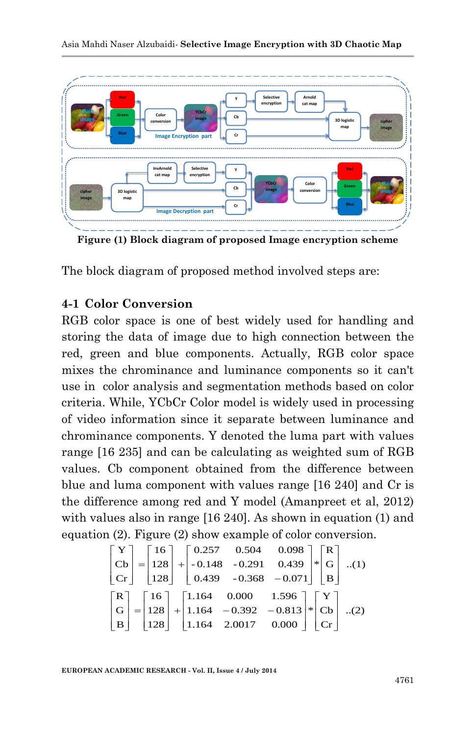Figure (1) Block diagram of proposed Image encryption scheme

The block diagram of proposed method involved steps are:

## 4-1 Color Conversion

RGB color space is one of best widely used for handling and storing the data of image due to high connection between the red, green and blue components. Actually, RGB color space mixes the chrominance and luminance components so it can't use in color analysis and segmentation methods based on color criteria. While, YCbCr Color model is widely used in processing of video information since it separate between luminance and chrominance components. Y denoted the luma part with values range [16 235] and can be calculating as weighted sum of RGB values. Cb component obtained from the difference between blue and luma component with values range [16 240] and Cr is the difference among red and Y model (Amanpreet et al, 2012) with values also in range [16 240]. As shown in equation (1) and equation (2). Figure (2) show example of color conversion.

$$\begin{bmatrix} Y \\ Cb \\ Cr \end{bmatrix} = \begin{bmatrix} 16 \\ 128 \\ 128 \end{bmatrix} + \begin{bmatrix} 0.257 & 0.504 & 0.098 \\ -0.148 & -0.291 & 0.439 \\ 0.439 & -0.368 & -0.071 \end{bmatrix} * \begin{bmatrix} R \\ G \\ B \end{bmatrix} \quad ..(1)$$

$$\begin{bmatrix} R \\ G \\ B \end{bmatrix} = \begin{bmatrix} 16 \\ 128 \\ 128 \end{bmatrix} + \begin{bmatrix} 1.164 & 0.000 & 1.596 \\ 1.164 & -0.392 & -0.813 \\ 1.164 & 2.0017 & 0.000 \end{bmatrix} * \begin{bmatrix} Y \\ Cb \\ Cr \end{bmatrix} \quad ..(2)$$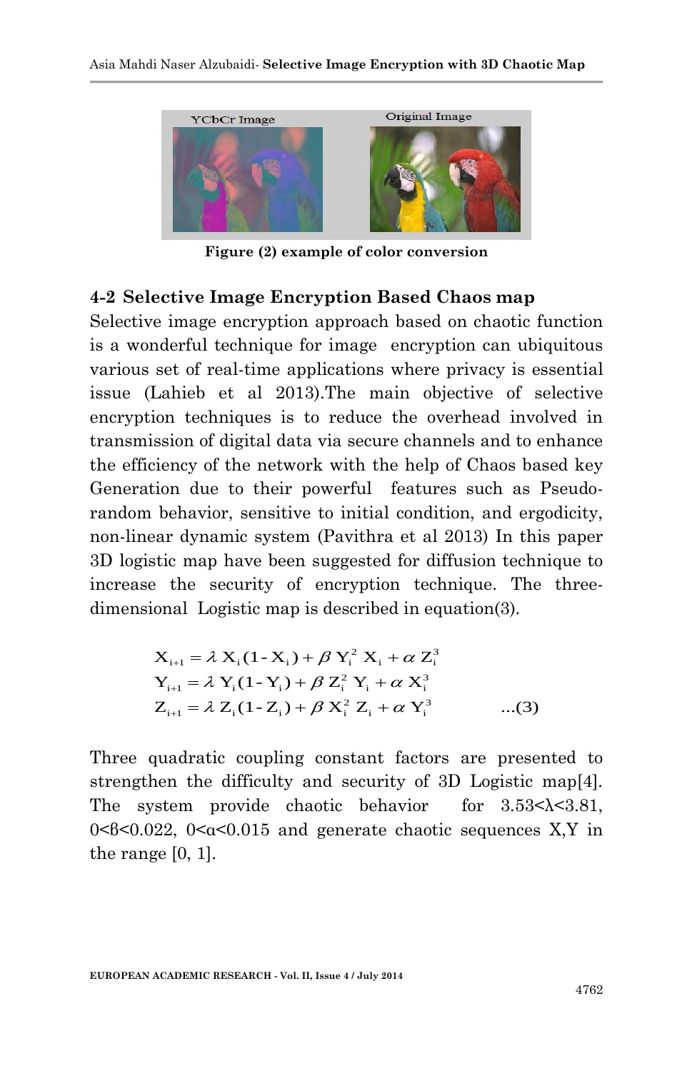Figure (2) example of color conversion

## 4-2 Selective Image Encryption Based Chaos map

Selective image encryption approach based on chaotic function is a wonderful technique for image encryption can ubiquitous various set of real-time applications where privacy is essential issue (Lahieb et al 2013).The main objective of selective encryption techniques is to reduce the overhead involved in transmission of digital data via secure channels and to enhance the efficiency of the network with the help of Chaos based key Generation due to their powerful features such as Pseudo-random behavior, sensitive to initial condition, and ergodicity, non-linear dynamic system (Pavithra et al 2013) In this paper 3D logistic map have been suggested for diffusion technique to increase the security of encryption technique. The three-dimensional Logistic map is described in equation(3).

$$
\begin{aligned}
X_{i+1} &= \lambda X_i(1-X_i) + \beta Y_i^2 X_i + \alpha Z_i^3 \\
Y_{i+1} &= \lambda Y_i(1-Y_i) + \beta Z_i^2 Y_i + \alpha X_i^3 \\
Z_{i+1} &= \lambda Z_i(1-Z_i) + \beta X_i^2 Z_i + \alpha Y_i^3
\end{aligned} \qquad ...(3)
$$

Three quadratic coupling constant factors are presented to strengthen the difficulty and security of 3D Logistic map[4]. The system provide chaotic behavior for $3.53<\lambda<3.81$, $0<\beta<0.022$, $0<\alpha<0.015$ and generate chaotic sequences X,Y in the range [0, 1].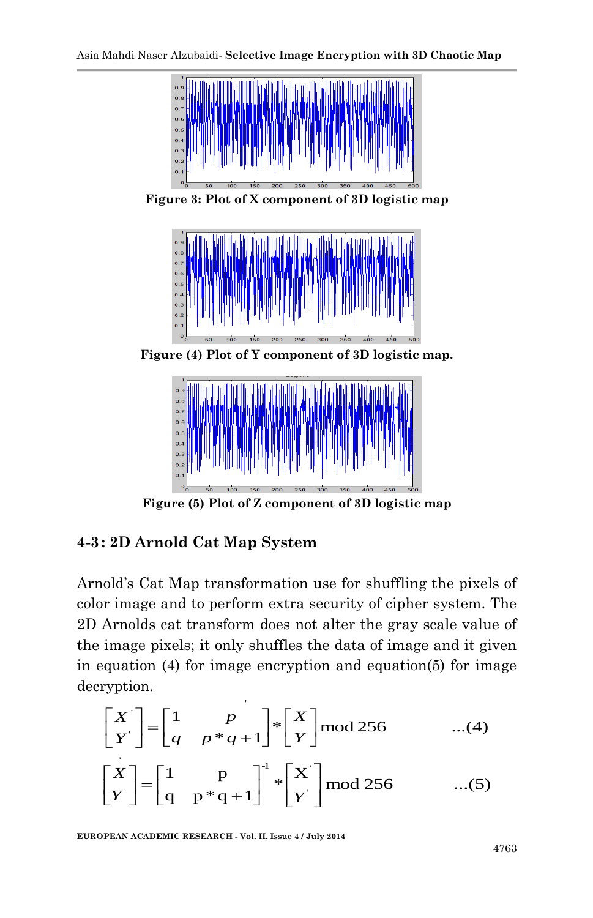Figure 3: Plot of X component of 3D logistic map

Figure (4) Plot of Y component of 3D logistic map.

Figure (5) Plot of Z component of 3D logistic map

## 4-3 : 2D Arnold Cat Map System

Arnold's Cat Map transformation use for shuffling the pixels of color image and to perform extra security of cipher system. The 2D Arnolds cat transform does not alter the gray scale value of the image pixels; it only shuffles the data of image and it given in equation (4) for image encryption and equation(5) for image decryption.

$$\begin{bmatrix} X' \\ Y' \end{bmatrix} = \begin{bmatrix} 1 & p \\ q & p*q+1 \end{bmatrix} * \begin{bmatrix} X \\ Y \end{bmatrix} \bmod 256 \qquad ...(4)$$

$$\begin{bmatrix} X \\ Y \end{bmatrix} = \begin{bmatrix} 1 & p \\ q & p*q+1 \end{bmatrix}^{-1} * \begin{bmatrix} X' \\ Y' \end{bmatrix} \bmod 256 \qquad ...(5)$$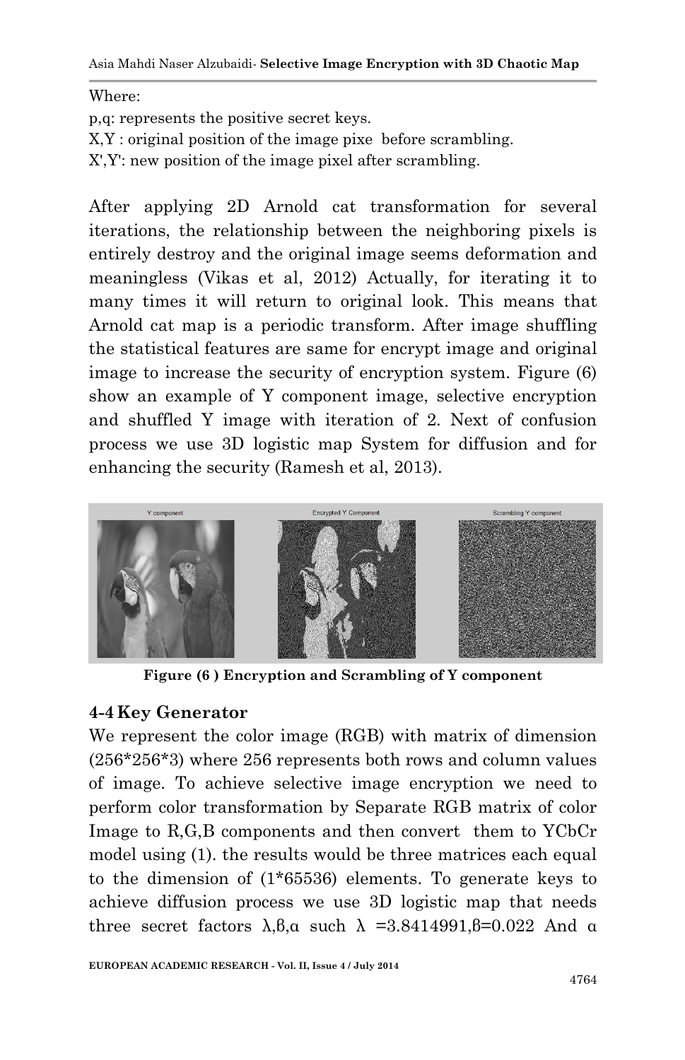Where:

p,q: represents the positive secret keys.

X,Y : original position of the image pixe before scrambling.

X',Y': new position of the image pixel after scrambling.

After applying 2D Arnold cat transformation for several iterations, the relationship between the neighboring pixels is entirely destroy and the original image seems deformation and meaningless (Vikas et al, 2012) Actually, for iterating it to many times it will return to original look. This means that Arnold cat map is a periodic transform. After image shuffling the statistical features are same for encrypt image and original image to increase the security of encryption system. Figure (6) show an example of Y component image, selective encryption and shuffled Y image with iteration of 2. Next of confusion process we use 3D logistic map System for diffusion and for enhancing the security (Ramesh et al, 2013).

**Figure (6 ) Encryption and Scrambling of Y component**

## 4-4 Key Generator

We represent the color image (RGB) with matrix of dimension (256*256*3) where 256 represents both rows and column values of image. To achieve selective image encryption we need to perform color transformation by Separate RGB matrix of color Image to R,G,B components and then convert them to YCbCr model using (1). the results would be three matrices each equal to the dimension of (1*65536) elements. To generate keys to achieve diffusion process we use 3D logistic map that needs three secret factors λ,β,α such λ =3.8414991,β=0.022 And α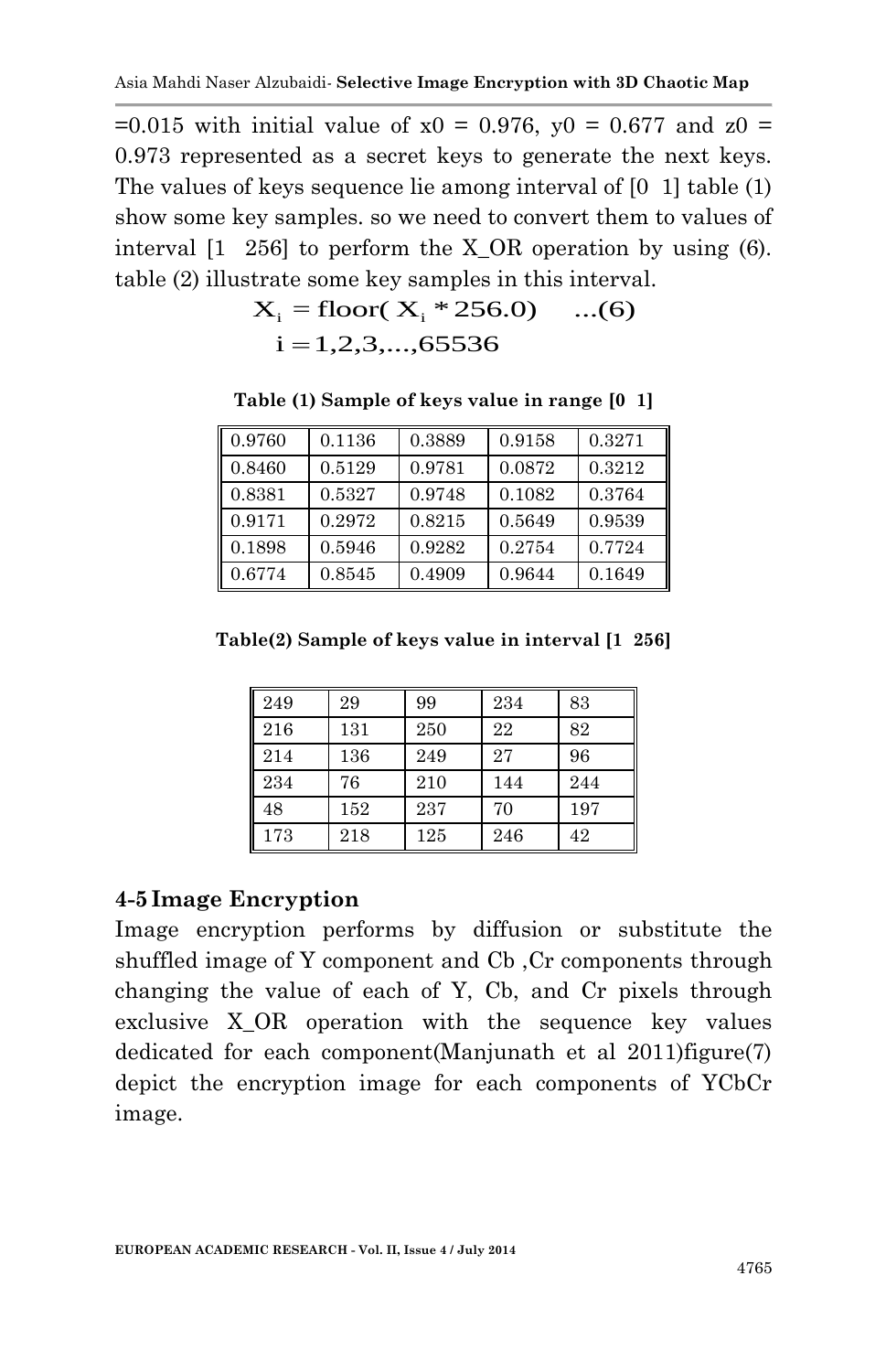=0.015 with initial value of x0 = 0.976, y0 = 0.677 and z0 = 0.973 represented as a secret keys to generate the next keys. The values of keys sequence lie among interval of [0 1] table (1) show some key samples. so we need to convert them to values of interval [1 256] to perform the X_OR operation by using (6). table (2) illustrate some key samples in this interval.

$$X_i = \text{floor}(X_i * 256.0) \quad \ldots(6)$$
$$i = 1,2,3,\ldots,65536$$

**Table (1) Sample of keys value in range [0 1]**

| | | | | |
|---|---|---|---|---|
| 0.9760 | 0.1136 | 0.3889 | 0.9158 | 0.3271 |
| 0.8460 | 0.5129 | 0.9781 | 0.0872 | 0.3212 |
| 0.8381 | 0.5327 | 0.9748 | 0.1082 | 0.3764 |
| 0.9171 | 0.2972 | 0.8215 | 0.5649 | 0.9539 |
| 0.1898 | 0.5946 | 0.9282 | 0.2754 | 0.7724 |
| 0.6774 | 0.8545 | 0.4909 | 0.9644 | 0.1649 |

**Table(2) Sample of keys value in interval [1 256]**

| | | | | |
|---|---|---|---|---|
| 249 | 29 | 99 | 234 | 83 |
| 216 | 131 | 250 | 22 | 82 |
| 214 | 136 | 249 | 27 | 96 |
| 234 | 76 | 210 | 144 | 244 |
| 48 | 152 | 237 | 70 | 197 |
| 173 | 218 | 125 | 246 | 42 |

## 4-5 Image Encryption

Image encryption performs by diffusion or substitute the shuffled image of Y component and Cb ,Cr components through changing the value of each of Y, Cb, and Cr pixels through exclusive X_OR operation with the sequence key values dedicated for each component(Manjunath et al 2011)figure(7) depict the encryption image for each components of YCbCr image.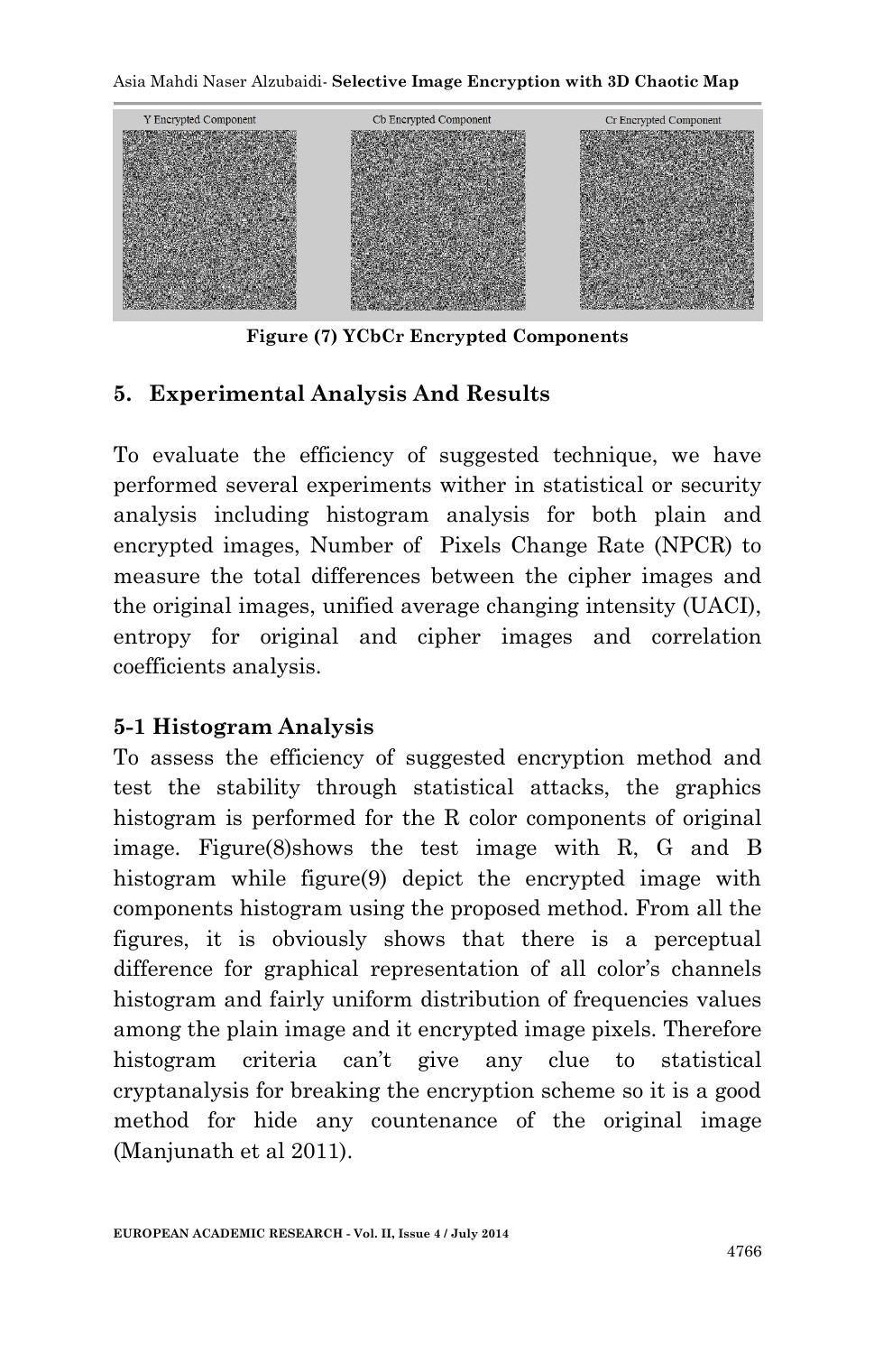Figure (7) YCbCr Encrypted Components

## 5. Experimental Analysis And Results

To evaluate the efficiency of suggested technique, we have performed several experiments wither in statistical or security analysis including histogram analysis for both plain and encrypted images, Number of Pixels Change Rate (NPCR) to measure the total differences between the cipher images and the original images, unified average changing intensity (UACI), entropy for original and cipher images and correlation coefficients analysis.

### 5-1 Histogram Analysis

To assess the efficiency of suggested encryption method and test the stability through statistical attacks, the graphics histogram is performed for the R color components of original image. Figure(8)shows the test image with R, G and B histogram while figure(9) depict the encrypted image with components histogram using the proposed method. From all the figures, it is obviously shows that there is a perceptual difference for graphical representation of all color's channels histogram and fairly uniform distribution of frequencies values among the plain image and it encrypted image pixels. Therefore histogram criteria can't give any clue to statistical cryptanalysis for breaking the encryption scheme so it is a good method for hide any countenance of the original image (Manjunath et al 2011).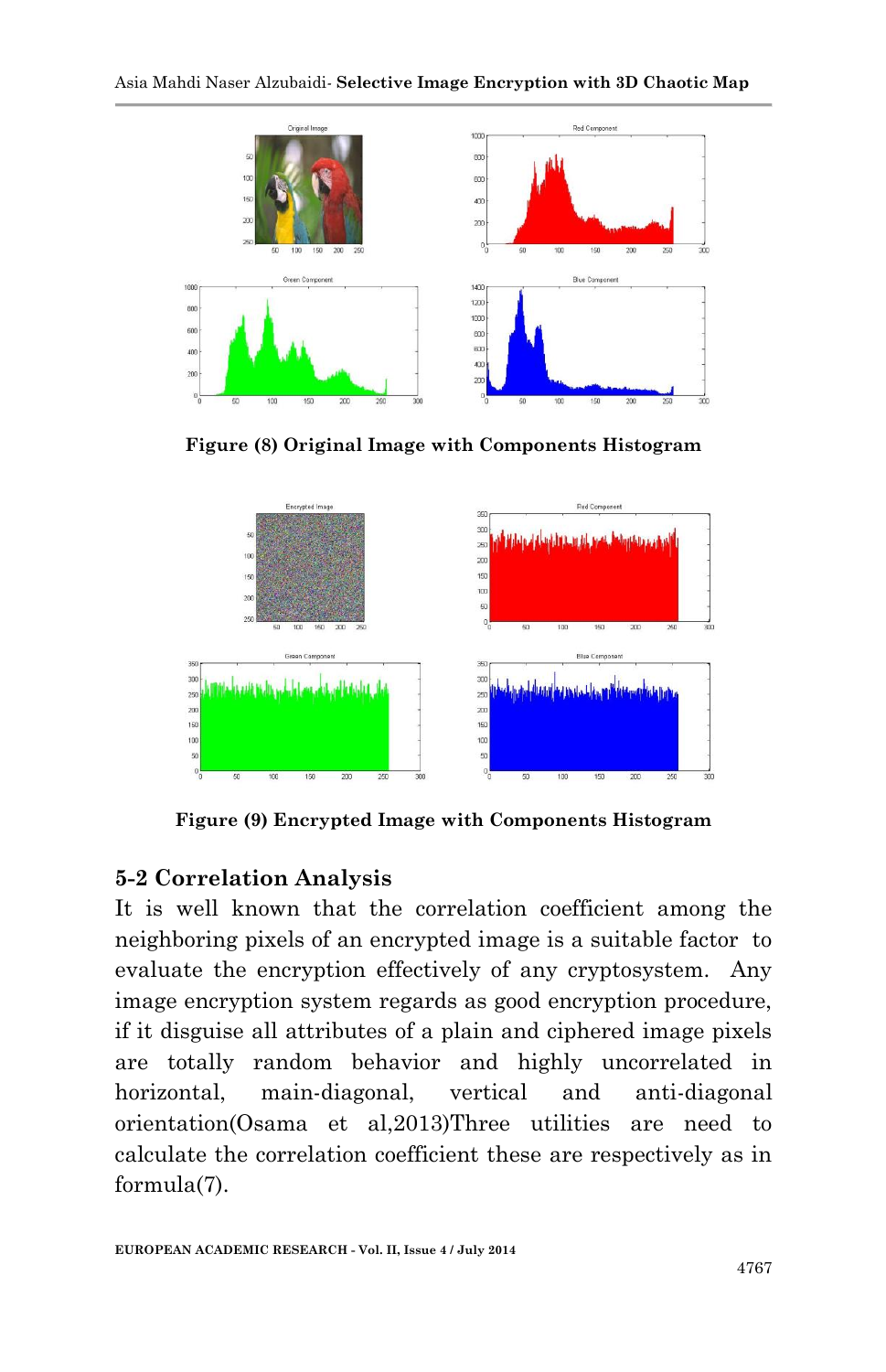Figure (8) Original Image with Components Histogram

Figure (9) Encrypted Image with Components Histogram

## 5-2 Correlation Analysis

It is well known that the correlation coefficient among the neighboring pixels of an encrypted image is a suitable factor to evaluate the encryption effectively of any cryptosystem. Any image encryption system regards as good encryption procedure, if it disguise all attributes of a plain and ciphered image pixels are totally random behavior and highly uncorrelated in horizontal, main-diagonal, vertical and anti-diagonal orientation(Osama et al,2013)Three utilities are need to calculate the correlation coefficient these are respectively as in formula(7).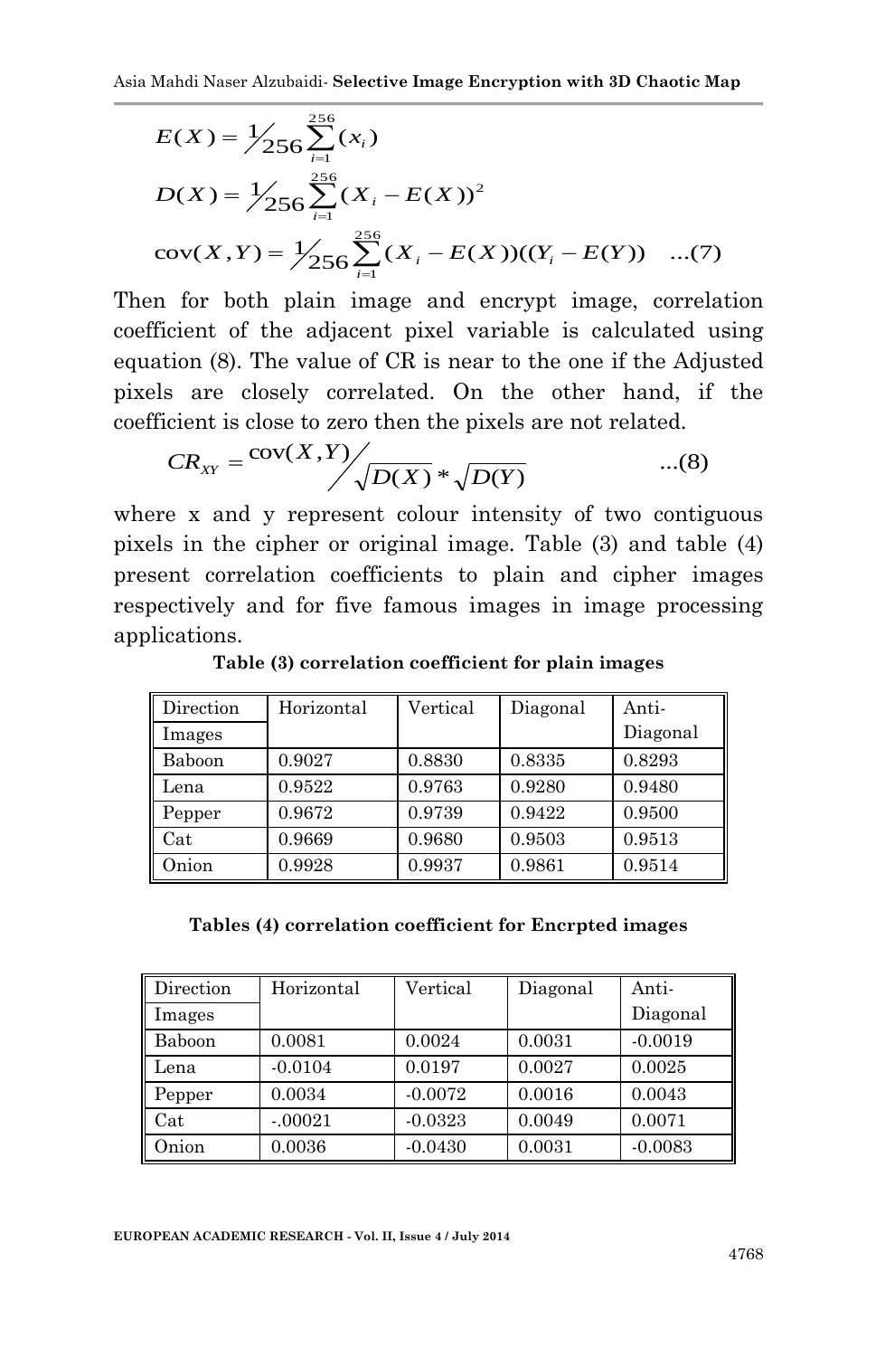$$E(X) = \frac{1}{256}\sum_{i=1}^{256}(x_i)$$

$$D(X) = \frac{1}{256}\sum_{i=1}^{256}(X_i - E(X))^2$$

$$\text{cov}(X,Y) = \frac{1}{256}\sum_{i=1}^{256}(X_i - E(X))((Y_i - E(Y)) \quad ...(7)$$

Then for both plain image and encrypt image, correlation coefficient of the adjacent pixel variable is calculated using equation (8). The value of CR is near to the one if the Adjusted pixels are closely correlated. On the other hand, if the coefficient is close to zero then the pixels are not related.

$$CR_{XY} = \frac{\text{cov}(X,Y)}{\sqrt{D(X)} * \sqrt{D(Y)}} \quad ...(8)$$

where x and y represent colour intensity of two contiguous pixels in the cipher or original image. Table (3) and table (4) present correlation coefficients to plain and cipher images respectively and for five famous images in image processing applications.

**Table (3) correlation coefficient for plain images**

| Direction / Images | Horizontal | Vertical | Diagonal | Anti-Diagonal |
|---|---|---|---|---|
| Baboon | 0.9027 | 0.8830 | 0.8335 | 0.8293 |
| Lena | 0.9522 | 0.9763 | 0.9280 | 0.9480 |
| Pepper | 0.9672 | 0.9739 | 0.9422 | 0.9500 |
| Cat | 0.9669 | 0.9680 | 0.9503 | 0.9513 |
| Onion | 0.9928 | 0.9937 | 0.9861 | 0.9514 |

**Tables (4) correlation coefficient for Encrpted images**

| Direction / Images | Horizontal | Vertical | Diagonal | Anti-Diagonal |
|---|---|---|---|---|
| Baboon | 0.0081 | 0.0024 | 0.0031 | -0.0019 |
| Lena | -0.0104 | 0.0197 | 0.0027 | 0.0025 |
| Pepper | 0.0034 | -0.0072 | 0.0016 | 0.0043 |
| Cat | -.00021 | -0.0323 | 0.0049 | 0.0071 |
| Onion | 0.0036 | -0.0430 | 0.0031 | -0.0083 |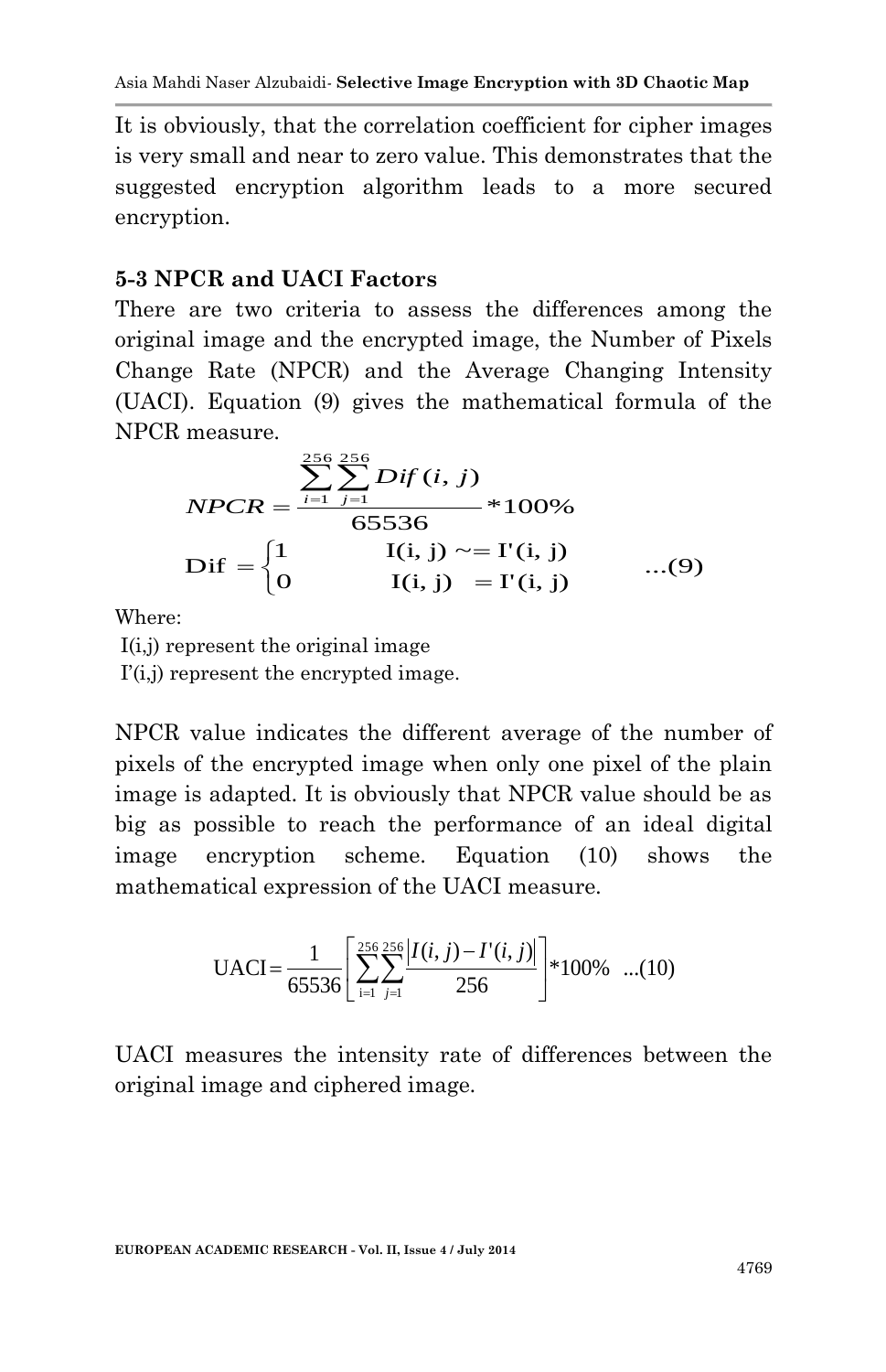It is obviously, that the correlation coefficient for cipher images is very small and near to zero value. This demonstrates that the suggested encryption algorithm leads to a more secured encryption.

### 5-3 NPCR and UACI Factors

There are two criteria to assess the differences among the original image and the encrypted image, the Number of Pixels Change Rate (NPCR) and the Average Changing Intensity (UACI). Equation (9) gives the mathematical formula of the NPCR measure.

$$NPCR = \frac{\sum_{i=1}^{256}\sum_{j=1}^{256} Dif(i,j)}{65536} * 100\%$$

$$\text{Dif} = \begin{cases} 1 & \text{I(i, j)} \sim= \text{I}'\text{(i, j)} \\ 0 & \text{I(i, j)} = \text{I}'\text{(i, j)} \end{cases} \quad \text{...(9)}$$

Where:

I(i,j) represent the original image

I’(i,j) represent the encrypted image.

NPCR value indicates the different average of the number of pixels of the encrypted image when only one pixel of the plain image is adapted. It is obviously that NPCR value should be as big as possible to reach the performance of an ideal digital image encryption scheme. Equation (10) shows the mathematical expression of the UACI measure.

$$\text{UACI} = \frac{1}{65536}\left[\sum_{i=1}^{256}\sum_{j=1}^{256}\frac{|I(i,j) - I'(i,j)|}{256}\right] * 100\% \quad \text{...(10)}$$

UACI measures the intensity rate of differences between the original image and ciphered image.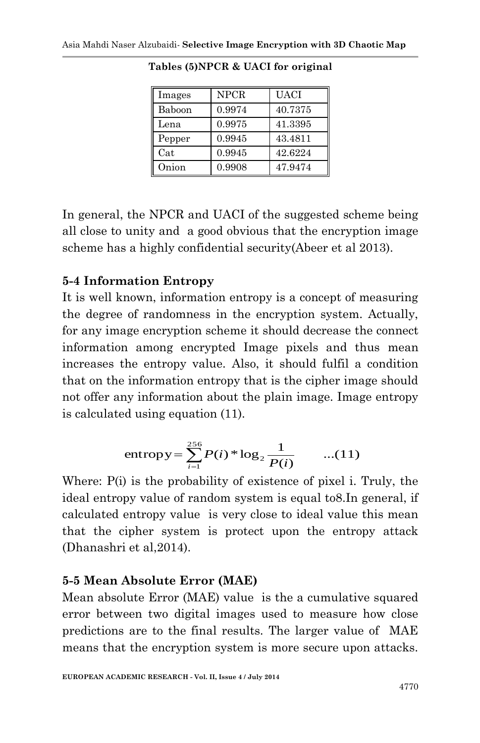**Tables (5)NPCR & UACI for original**

| Images | NPCR | UACI |
|---|---|---|
| Baboon | 0.9974 | 40.7375 |
| Lena | 0.9975 | 41.3395 |
| Pepper | 0.9945 | 43.4811 |
| Cat | 0.9945 | 42.6224 |
| Onion | 0.9908 | 47.9474 |

In general, the NPCR and UACI of the suggested scheme being all close to unity and a good obvious that the encryption image scheme has a highly confidential security(Abeer et al 2013).

### 5-4 Information Entropy

It is well known, information entropy is a concept of measuring the degree of randomness in the encryption system. Actually, for any image encryption scheme it should decrease the connect information among encrypted Image pixels and thus mean increases the entropy value. Also, it should fulfil a condition that on the information entropy that is the cipher image should not offer any information about the plain image. Image entropy is calculated using equation (11).

$$\text{entropy} = \sum_{i=1}^{256} P(i) * \log_2 \frac{1}{P(i)} \qquad \text{...(11)}$$

Where: P(i) is the probability of existence of pixel i. Truly, the ideal entropy value of random system is equal to8.In general, if calculated entropy value is very close to ideal value this mean that the cipher system is protect upon the entropy attack (Dhanashri et al,2014).

### 5-5 Mean Absolute Error (MAE)

Mean absolute Error (MAE) value is the a cumulative squared error between two digital images used to measure how close predictions are to the final results. The larger value of MAE means that the encryption system is more secure upon attacks.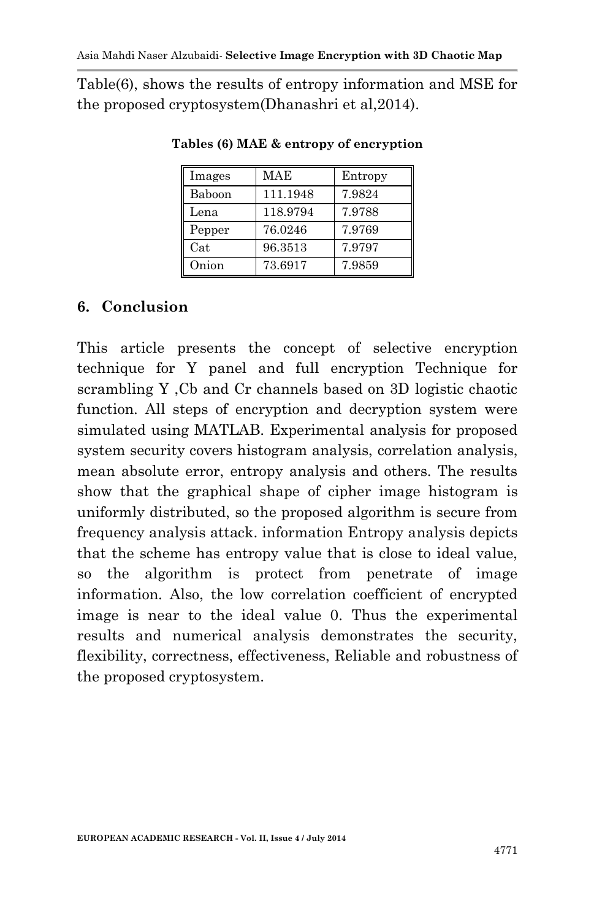Table(6), shows the results of entropy information and MSE for the proposed cryptosystem(Dhanashri et al,2014).

**Tables (6) MAE & entropy of encryption**

| Images | MAE | Entropy |
|---|---|---|
| Baboon | 111.1948 | 7.9824 |
| Lena | 118.9794 | 7.9788 |
| Pepper | 76.0246 | 7.9769 |
| Cat | 96.3513 | 7.9797 |
| Onion | 73.6917 | 7.9859 |

## 6. Conclusion

This article presents the concept of selective encryption technique for Y panel and full encryption Technique for scrambling Y ,Cb and Cr channels based on 3D logistic chaotic function. All steps of encryption and decryption system were simulated using MATLAB. Experimental analysis for proposed system security covers histogram analysis, correlation analysis, mean absolute error, entropy analysis and others. The results show that the graphical shape of cipher image histogram is uniformly distributed, so the proposed algorithm is secure from frequency analysis attack. information Entropy analysis depicts that the scheme has entropy value that is close to ideal value, so the algorithm is protect from penetrate of image information. Also, the low correlation coefficient of encrypted image is near to the ideal value 0. Thus the experimental results and numerical analysis demonstrates the security, flexibility, correctness, effectiveness, Reliable and robustness of the proposed cryptosystem.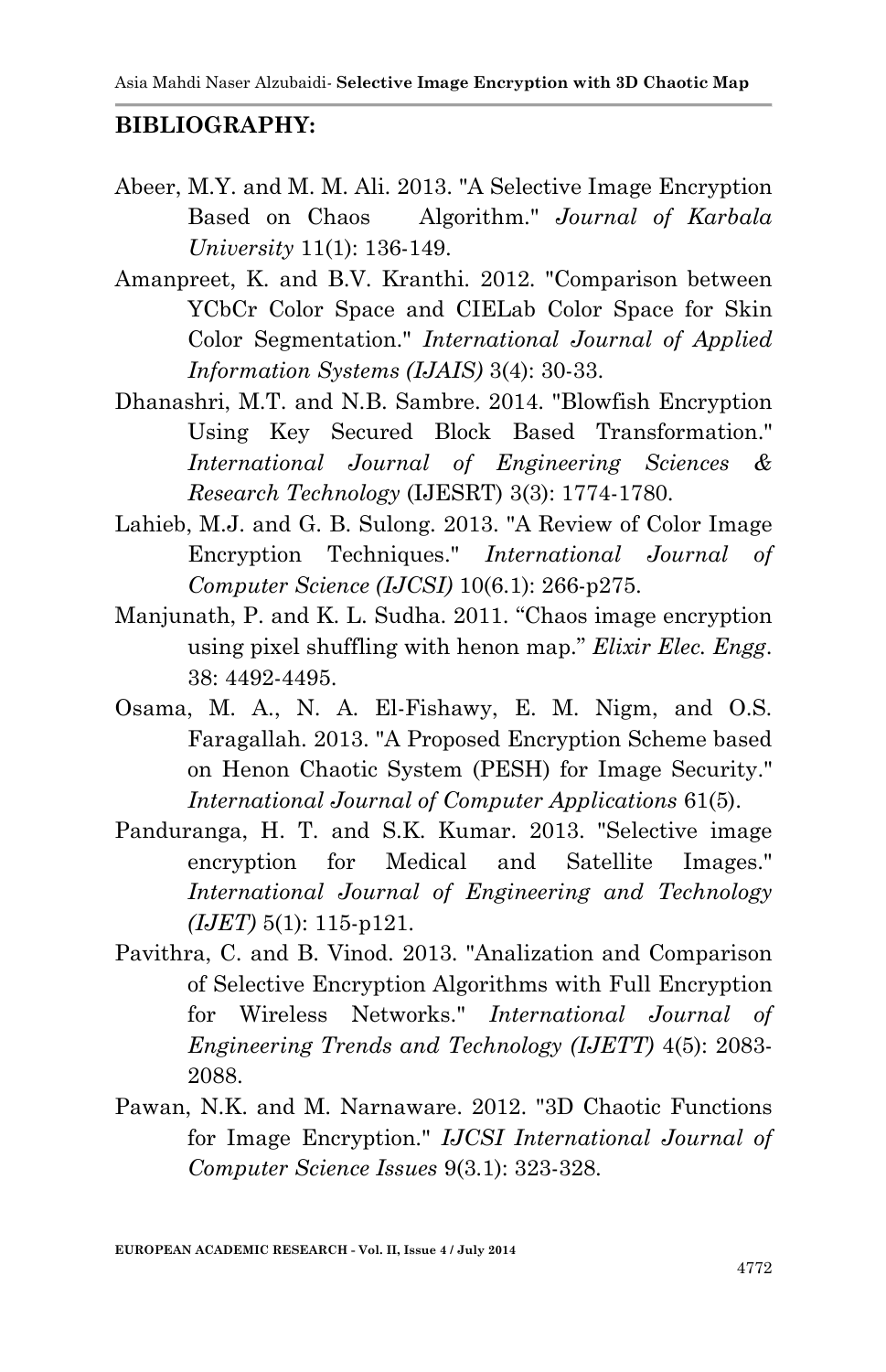## BIBLIOGRAPHY:

Abeer, M.Y. and M. M. Ali. 2013. "A Selective Image Encryption Based on Chaos Algorithm." *Journal of Karbala University* 11(1): 136-149.

Amanpreet, K. and B.V. Kranthi. 2012. "Comparison between YCbCr Color Space and CIELab Color Space for Skin Color Segmentation." *International Journal of Applied Information Systems (IJAIS)* 3(4): 30-33.

Dhanashri, M.T. and N.B. Sambre. 2014. "Blowfish Encryption Using Key Secured Block Based Transformation." *International Journal of Engineering Sciences & Research Technology* (IJESRT) 3(3): 1774-1780.

Lahieb, M.J. and G. B. Sulong. 2013. "A Review of Color Image Encryption Techniques." *International Journal of Computer Science (IJCSI)* 10(6.1): 266-p275.

Manjunath, P. and K. L. Sudha. 2011. "Chaos image encryption using pixel shuffling with henon map." *Elixir Elec. Engg.* 38: 4492-4495.

Osama, M. A., N. A. El-Fishawy, E. M. Nigm, and O.S. Faragallah. 2013. "A Proposed Encryption Scheme based on Henon Chaotic System (PESH) for Image Security." *International Journal of Computer Applications* 61(5).

Panduranga, H. T. and S.K. Kumar. 2013. "Selective image encryption for Medical and Satellite Images." *International Journal of Engineering and Technology (IJET)* 5(1): 115-p121.

Pavithra, C. and B. Vinod. 2013. "Analization and Comparison of Selective Encryption Algorithms with Full Encryption for Wireless Networks." *International Journal of Engineering Trends and Technology (IJETT)* 4(5): 2083-2088.

Pawan, N.K. and M. Narnaware. 2012. "3D Chaotic Functions for Image Encryption." *IJCSI International Journal of Computer Science Issues* 9(3.1): 323-328.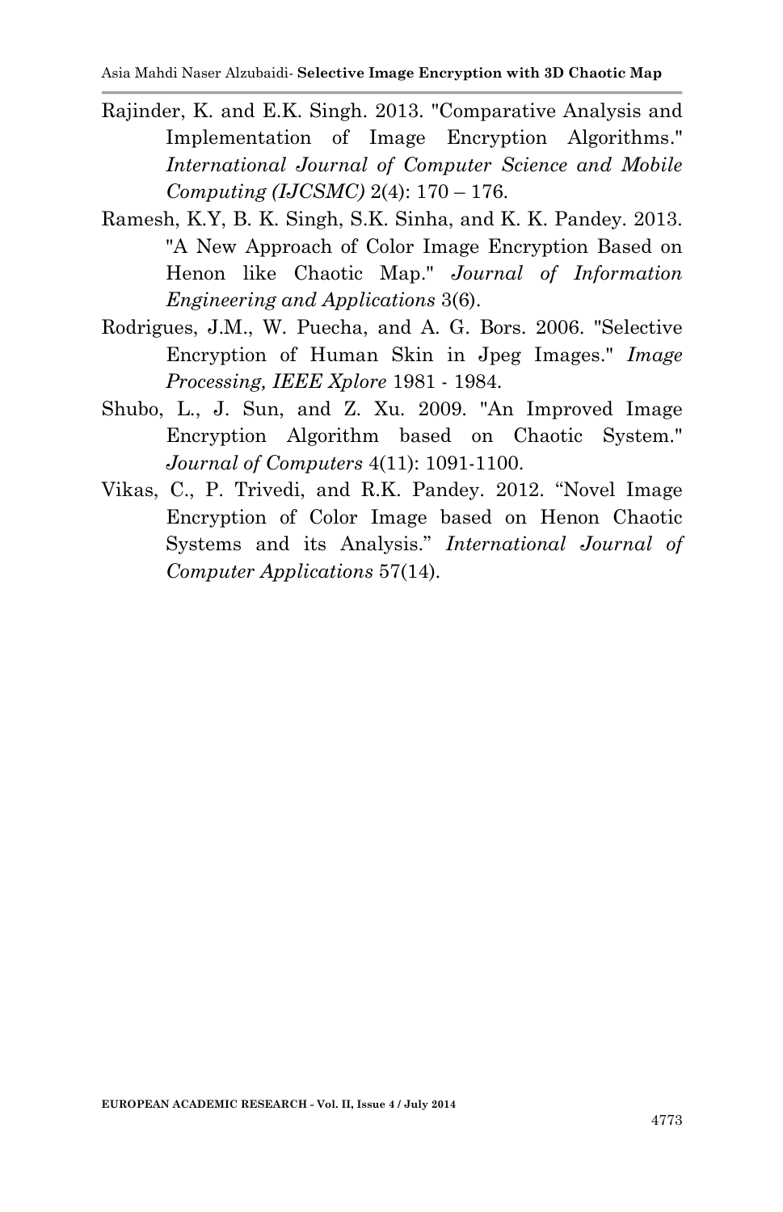Rajinder, K. and E.K. Singh. 2013. "Comparative Analysis and Implementation of Image Encryption Algorithms." *International Journal of Computer Science and Mobile Computing (IJCSMC)* 2(4): 170 – 176.

Ramesh, K.Y, B. K. Singh, S.K. Sinha, and K. K. Pandey. 2013. "A New Approach of Color Image Encryption Based on Henon like Chaotic Map." *Journal of Information Engineering and Applications* 3(6).

Rodrigues, J.M., W. Puecha, and A. G. Bors. 2006. "Selective Encryption of Human Skin in Jpeg Images." *Image Processing, IEEE Xplore* 1981 - 1984.

Shubo, L., J. Sun, and Z. Xu. 2009. "An Improved Image Encryption Algorithm based on Chaotic System." *Journal of Computers* 4(11): 1091-1100.

Vikas, C., P. Trivedi, and R.K. Pandey. 2012. "Novel Image Encryption of Color Image based on Henon Chaotic Systems and its Analysis." *International Journal of Computer Applications* 57(14).